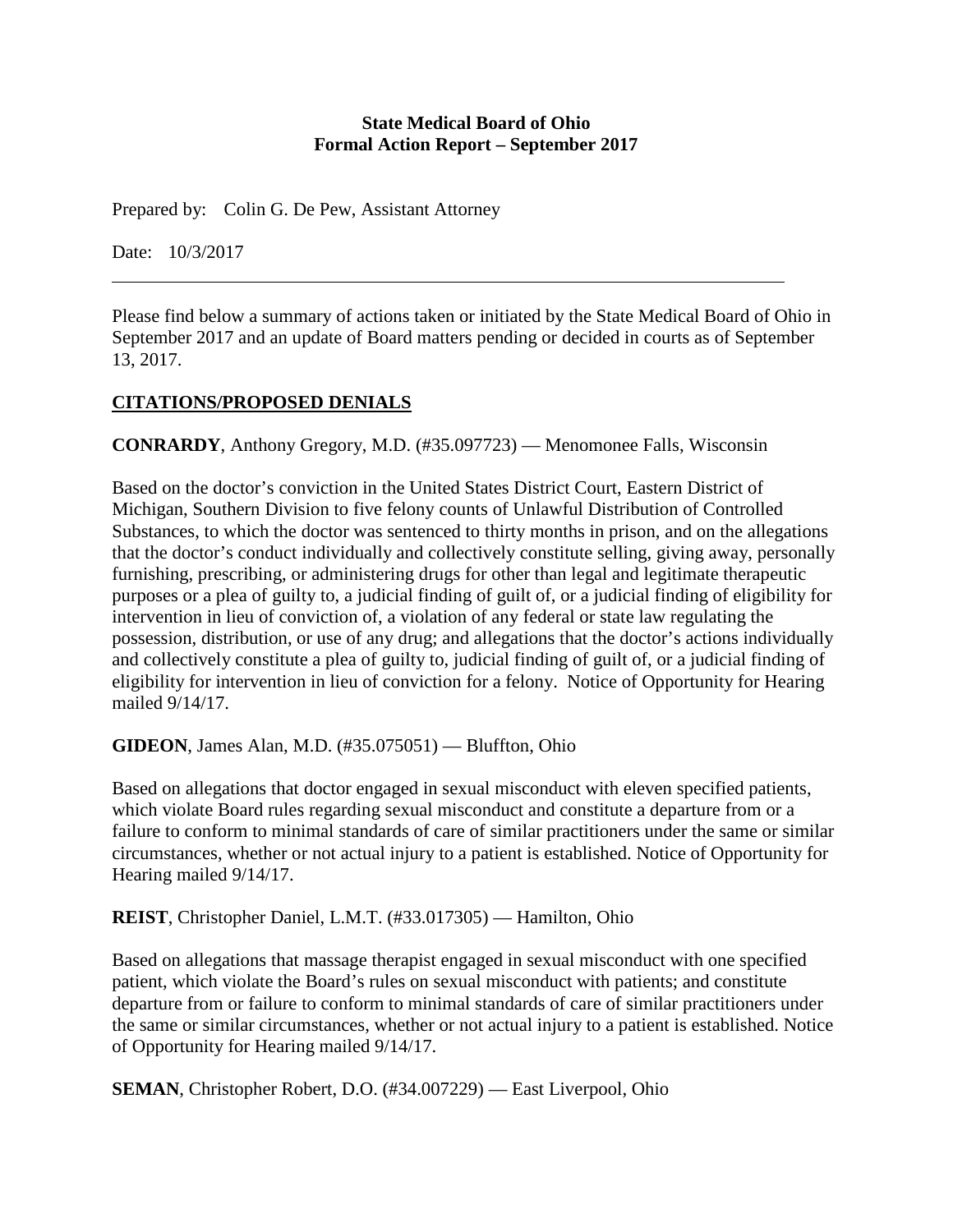**State Medical Board of Ohio**
**Formal Action Report – September 2017**

Prepared by: Colin G. De Pew, Assistant Attorney

Date: 10/3/2017

---

Please find below a summary of actions taken or initiated by the State Medical Board of Ohio in September 2017 and an update of Board matters pending or decided in courts as of September 13, 2017.

## CITATIONS/PROPOSED DENIALS

**CONRARDY**, Anthony Gregory, M.D. (#35.097723) — Menomonee Falls, Wisconsin

Based on the doctor's conviction in the United States District Court, Eastern District of Michigan, Southern Division to five felony counts of Unlawful Distribution of Controlled Substances, to which the doctor was sentenced to thirty months in prison, and on the allegations that the doctor's conduct individually and collectively constitute selling, giving away, personally furnishing, prescribing, or administering drugs for other than legal and legitimate therapeutic purposes or a plea of guilty to, a judicial finding of guilt of, or a judicial finding of eligibility for intervention in lieu of conviction of, a violation of any federal or state law regulating the possession, distribution, or use of any drug; and allegations that the doctor's actions individually and collectively constitute a plea of guilty to, judicial finding of guilt of, or a judicial finding of eligibility for intervention in lieu of conviction for a felony. Notice of Opportunity for Hearing mailed 9/14/17.

**GIDEON**, James Alan, M.D. (#35.075051) — Bluffton, Ohio

Based on allegations that doctor engaged in sexual misconduct with eleven specified patients, which violate Board rules regarding sexual misconduct and constitute a departure from or a failure to conform to minimal standards of care of similar practitioners under the same or similar circumstances, whether or not actual injury to a patient is established. Notice of Opportunity for Hearing mailed 9/14/17.

**REIST**, Christopher Daniel, L.M.T. (#33.017305) — Hamilton, Ohio

Based on allegations that massage therapist engaged in sexual misconduct with one specified patient, which violate the Board's rules on sexual misconduct with patients; and constitute departure from or failure to conform to minimal standards of care of similar practitioners under the same or similar circumstances, whether or not actual injury to a patient is established. Notice of Opportunity for Hearing mailed 9/14/17.

**SEMAN**, Christopher Robert, D.O. (#34.007229) — East Liverpool, Ohio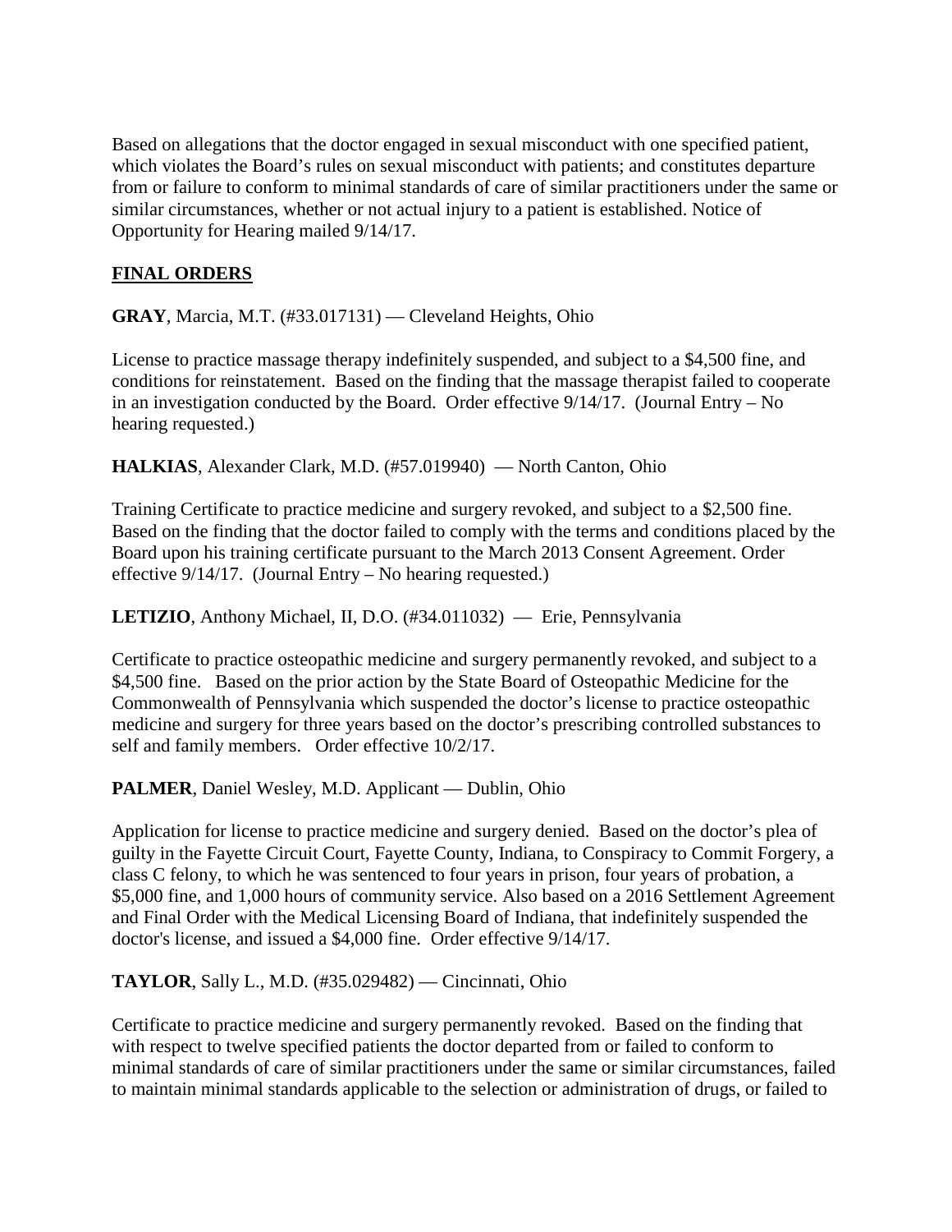Based on allegations that the doctor engaged in sexual misconduct with one specified patient, which violates the Board's rules on sexual misconduct with patients; and constitutes departure from or failure to conform to minimal standards of care of similar practitioners under the same or similar circumstances, whether or not actual injury to a patient is established. Notice of Opportunity for Hearing mailed 9/14/17.

## FINAL ORDERS

**GRAY**, Marcia, M.T. (#33.017131) — Cleveland Heights, Ohio

License to practice massage therapy indefinitely suspended, and subject to a $4,500 fine, and conditions for reinstatement. Based on the finding that the massage therapist failed to cooperate in an investigation conducted by the Board. Order effective 9/14/17. (Journal Entry – No hearing requested.)

**HALKIAS**, Alexander Clark, M.D. (#57.019940) — North Canton, Ohio

Training Certificate to practice medicine and surgery revoked, and subject to a $2,500 fine. Based on the finding that the doctor failed to comply with the terms and conditions placed by the Board upon his training certificate pursuant to the March 2013 Consent Agreement. Order effective 9/14/17. (Journal Entry – No hearing requested.)

**LETIZIO**, Anthony Michael, II, D.O. (#34.011032) — Erie, Pennsylvania

Certificate to practice osteopathic medicine and surgery permanently revoked, and subject to a $4,500 fine. Based on the prior action by the State Board of Osteopathic Medicine for the Commonwealth of Pennsylvania which suspended the doctor's license to practice osteopathic medicine and surgery for three years based on the doctor's prescribing controlled substances to self and family members. Order effective 10/2/17.

**PALMER**, Daniel Wesley, M.D. Applicant — Dublin, Ohio

Application for license to practice medicine and surgery denied. Based on the doctor's plea of guilty in the Fayette Circuit Court, Fayette County, Indiana, to Conspiracy to Commit Forgery, a class C felony, to which he was sentenced to four years in prison, four years of probation, a $5,000 fine, and 1,000 hours of community service. Also based on a 2016 Settlement Agreement and Final Order with the Medical Licensing Board of Indiana, that indefinitely suspended the doctor's license, and issued a $4,000 fine. Order effective 9/14/17.

**TAYLOR**, Sally L., M.D. (#35.029482) — Cincinnati, Ohio

Certificate to practice medicine and surgery permanently revoked. Based on the finding that with respect to twelve specified patients the doctor departed from or failed to conform to minimal standards of care of similar practitioners under the same or similar circumstances, failed to maintain minimal standards applicable to the selection or administration of drugs, or failed to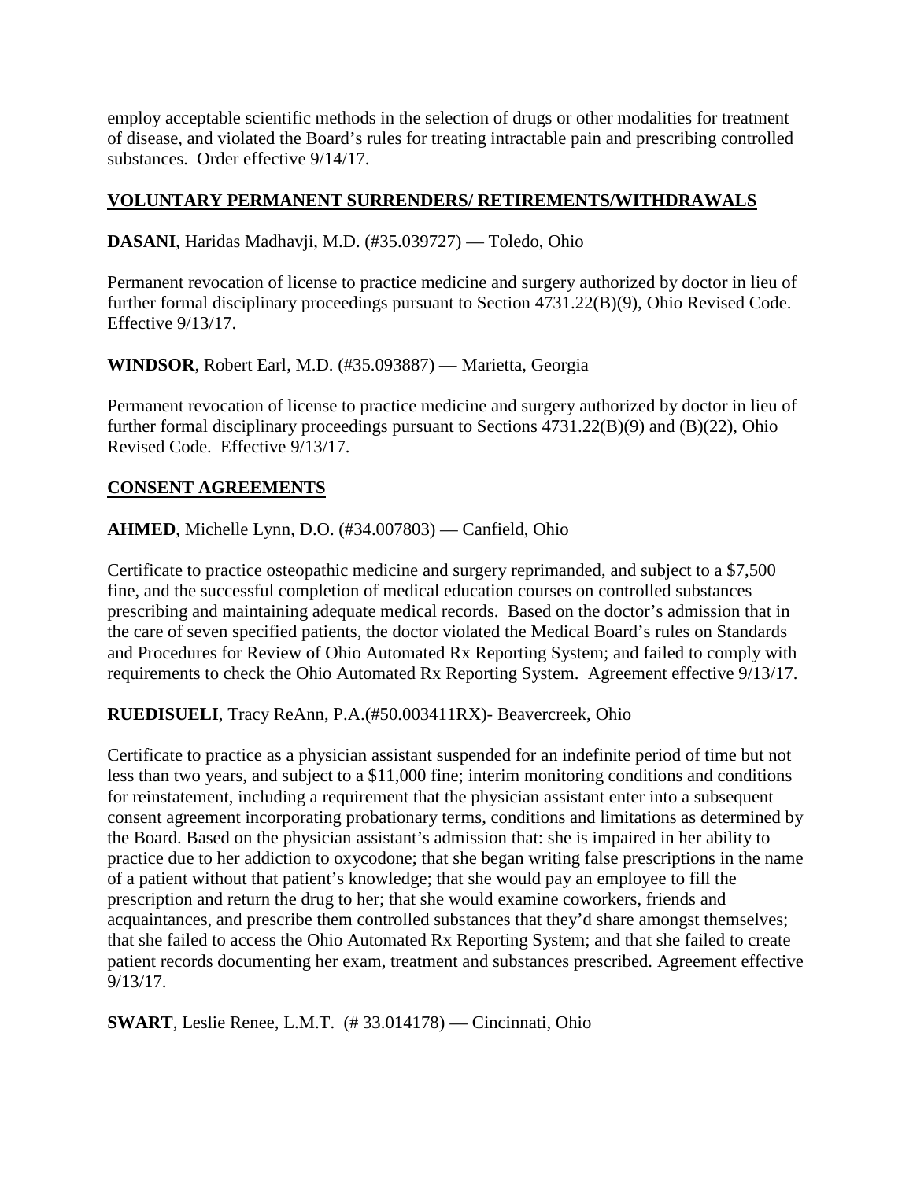employ acceptable scientific methods in the selection of drugs or other modalities for treatment of disease, and violated the Board's rules for treating intractable pain and prescribing controlled substances. Order effective 9/14/17.

## VOLUNTARY PERMANENT SURRENDERS/ RETIREMENTS/WITHDRAWALS

**DASANI**, Haridas Madhavji, M.D. (#35.039727) — Toledo, Ohio

Permanent revocation of license to practice medicine and surgery authorized by doctor in lieu of further formal disciplinary proceedings pursuant to Section 4731.22(B)(9), Ohio Revised Code. Effective 9/13/17.

**WINDSOR**, Robert Earl, M.D. (#35.093887) — Marietta, Georgia

Permanent revocation of license to practice medicine and surgery authorized by doctor in lieu of further formal disciplinary proceedings pursuant to Sections 4731.22(B)(9) and (B)(22), Ohio Revised Code. Effective 9/13/17.

## CONSENT AGREEMENTS

**AHMED**, Michelle Lynn, D.O. (#34.007803) — Canfield, Ohio

Certificate to practice osteopathic medicine and surgery reprimanded, and subject to a $7,500 fine, and the successful completion of medical education courses on controlled substances prescribing and maintaining adequate medical records. Based on the doctor's admission that in the care of seven specified patients, the doctor violated the Medical Board's rules on Standards and Procedures for Review of Ohio Automated Rx Reporting System; and failed to comply with requirements to check the Ohio Automated Rx Reporting System. Agreement effective 9/13/17.

**RUEDISUELI**, Tracy ReAnn, P.A.(#50.003411RX)- Beavercreek, Ohio

Certificate to practice as a physician assistant suspended for an indefinite period of time but not less than two years, and subject to a $11,000 fine; interim monitoring conditions and conditions for reinstatement, including a requirement that the physician assistant enter into a subsequent consent agreement incorporating probationary terms, conditions and limitations as determined by the Board. Based on the physician assistant's admission that: she is impaired in her ability to practice due to her addiction to oxycodone; that she began writing false prescriptions in the name of a patient without that patient's knowledge; that she would pay an employee to fill the prescription and return the drug to her; that she would examine coworkers, friends and acquaintances, and prescribe them controlled substances that they'd share amongst themselves; that she failed to access the Ohio Automated Rx Reporting System; and that she failed to create patient records documenting her exam, treatment and substances prescribed. Agreement effective 9/13/17.

**SWART**, Leslie Renee, L.M.T. (# 33.014178) — Cincinnati, Ohio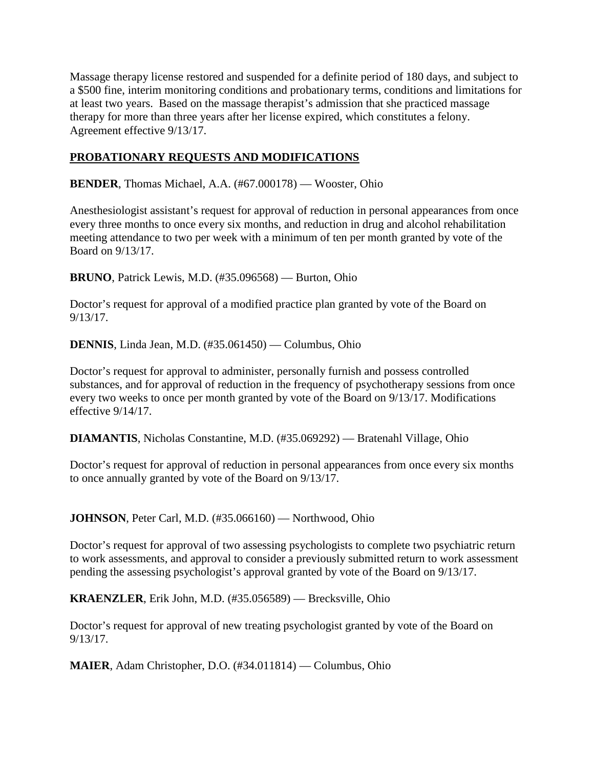Massage therapy license restored and suspended for a definite period of 180 days, and subject to a $500 fine, interim monitoring conditions and probationary terms, conditions and limitations for at least two years. Based on the massage therapist's admission that she practiced massage therapy for more than three years after her license expired, which constitutes a felony. Agreement effective 9/13/17.

## PROBATIONARY REQUESTS AND MODIFICATIONS

**BENDER**, Thomas Michael, A.A. (#67.000178) — Wooster, Ohio

Anesthesiologist assistant's request for approval of reduction in personal appearances from once every three months to once every six months, and reduction in drug and alcohol rehabilitation meeting attendance to two per week with a minimum of ten per month granted by vote of the Board on 9/13/17.

**BRUNO**, Patrick Lewis, M.D. (#35.096568) — Burton, Ohio

Doctor's request for approval of a modified practice plan granted by vote of the Board on 9/13/17.

**DENNIS**, Linda Jean, M.D. (#35.061450) — Columbus, Ohio

Doctor's request for approval to administer, personally furnish and possess controlled substances, and for approval of reduction in the frequency of psychotherapy sessions from once every two weeks to once per month granted by vote of the Board on 9/13/17. Modifications effective 9/14/17.

**DIAMANTIS**, Nicholas Constantine, M.D. (#35.069292) — Bratenahl Village, Ohio

Doctor's request for approval of reduction in personal appearances from once every six months to once annually granted by vote of the Board on 9/13/17.

**JOHNSON**, Peter Carl, M.D. (#35.066160) — Northwood, Ohio

Doctor's request for approval of two assessing psychologists to complete two psychiatric return to work assessments, and approval to consider a previously submitted return to work assessment pending the assessing psychologist's approval granted by vote of the Board on 9/13/17.

**KRAENZLER**, Erik John, M.D. (#35.056589) — Brecksville, Ohio

Doctor's request for approval of new treating psychologist granted by vote of the Board on 9/13/17.

**MAIER**, Adam Christopher, D.O. (#34.011814) — Columbus, Ohio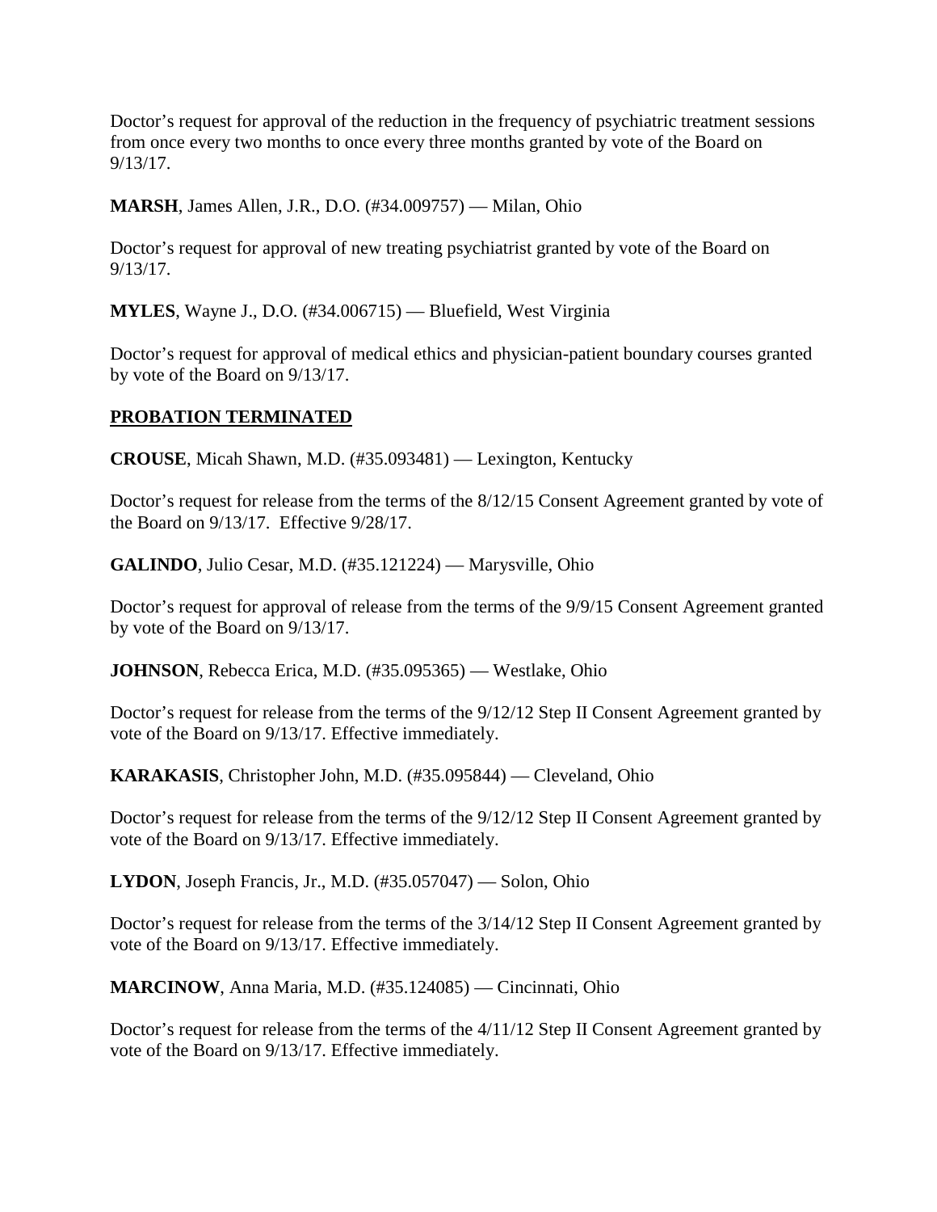Doctor's request for approval of the reduction in the frequency of psychiatric treatment sessions from once every two months to once every three months granted by vote of the Board on 9/13/17.

**MARSH**, James Allen, J.R., D.O. (#34.009757) — Milan, Ohio

Doctor's request for approval of new treating psychiatrist granted by vote of the Board on 9/13/17.

**MYLES**, Wayne J., D.O. (#34.006715) — Bluefield, West Virginia

Doctor's request for approval of medical ethics and physician-patient boundary courses granted by vote of the Board on 9/13/17.

## PROBATION TERMINATED

**CROUSE**, Micah Shawn, M.D. (#35.093481) — Lexington, Kentucky

Doctor's request for release from the terms of the 8/12/15 Consent Agreement granted by vote of the Board on 9/13/17. Effective 9/28/17.

**GALINDO**, Julio Cesar, M.D. (#35.121224) — Marysville, Ohio

Doctor's request for approval of release from the terms of the 9/9/15 Consent Agreement granted by vote of the Board on 9/13/17.

**JOHNSON**, Rebecca Erica, M.D. (#35.095365) — Westlake, Ohio

Doctor's request for release from the terms of the 9/12/12 Step II Consent Agreement granted by vote of the Board on 9/13/17. Effective immediately.

**KARAKASIS**, Christopher John, M.D. (#35.095844) — Cleveland, Ohio

Doctor's request for release from the terms of the 9/12/12 Step II Consent Agreement granted by vote of the Board on 9/13/17. Effective immediately.

**LYDON**, Joseph Francis, Jr., M.D. (#35.057047) — Solon, Ohio

Doctor's request for release from the terms of the 3/14/12 Step II Consent Agreement granted by vote of the Board on 9/13/17. Effective immediately.

**MARCINOW**, Anna Maria, M.D. (#35.124085) — Cincinnati, Ohio

Doctor's request for release from the terms of the 4/11/12 Step II Consent Agreement granted by vote of the Board on 9/13/17. Effective immediately.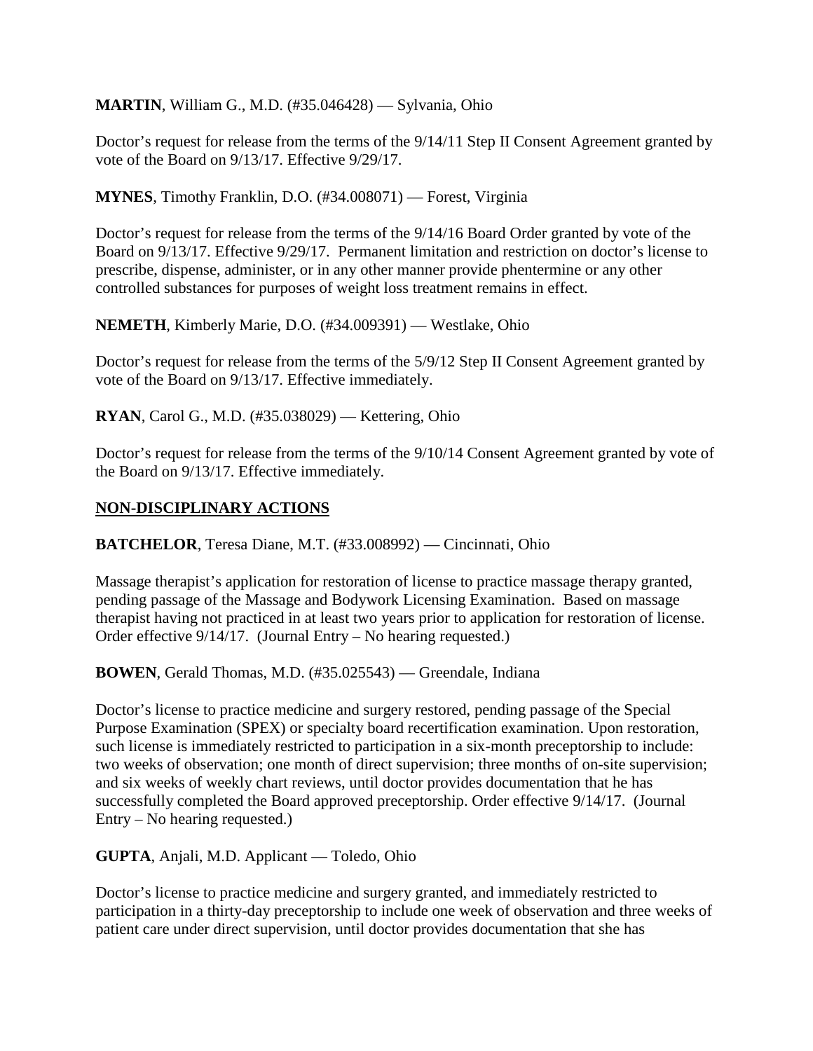**MARTIN**, William G., M.D. (#35.046428) — Sylvania, Ohio

Doctor's request for release from the terms of the 9/14/11 Step II Consent Agreement granted by vote of the Board on 9/13/17. Effective 9/29/17.

**MYNES**, Timothy Franklin, D.O. (#34.008071) — Forest, Virginia

Doctor's request for release from the terms of the 9/14/16 Board Order granted by vote of the Board on 9/13/17. Effective 9/29/17. Permanent limitation and restriction on doctor's license to prescribe, dispense, administer, or in any other manner provide phentermine or any other controlled substances for purposes of weight loss treatment remains in effect.

**NEMETH**, Kimberly Marie, D.O. (#34.009391) — Westlake, Ohio

Doctor's request for release from the terms of the 5/9/12 Step II Consent Agreement granted by vote of the Board on 9/13/17. Effective immediately.

**RYAN**, Carol G., M.D. (#35.038029) — Kettering, Ohio

Doctor's request for release from the terms of the 9/10/14 Consent Agreement granted by vote of the Board on 9/13/17. Effective immediately.

## NON-DISCIPLINARY ACTIONS

**BATCHELOR**, Teresa Diane, M.T. (#33.008992) — Cincinnati, Ohio

Massage therapist's application for restoration of license to practice massage therapy granted, pending passage of the Massage and Bodywork Licensing Examination. Based on massage therapist having not practiced in at least two years prior to application for restoration of license. Order effective 9/14/17. (Journal Entry – No hearing requested.)

**BOWEN**, Gerald Thomas, M.D. (#35.025543) — Greendale, Indiana

Doctor's license to practice medicine and surgery restored, pending passage of the Special Purpose Examination (SPEX) or specialty board recertification examination. Upon restoration, such license is immediately restricted to participation in a six-month preceptorship to include: two weeks of observation; one month of direct supervision; three months of on-site supervision; and six weeks of weekly chart reviews, until doctor provides documentation that he has successfully completed the Board approved preceptorship. Order effective 9/14/17. (Journal Entry – No hearing requested.)

**GUPTA**, Anjali, M.D. Applicant — Toledo, Ohio

Doctor's license to practice medicine and surgery granted, and immediately restricted to participation in a thirty-day preceptorship to include one week of observation and three weeks of patient care under direct supervision, until doctor provides documentation that she has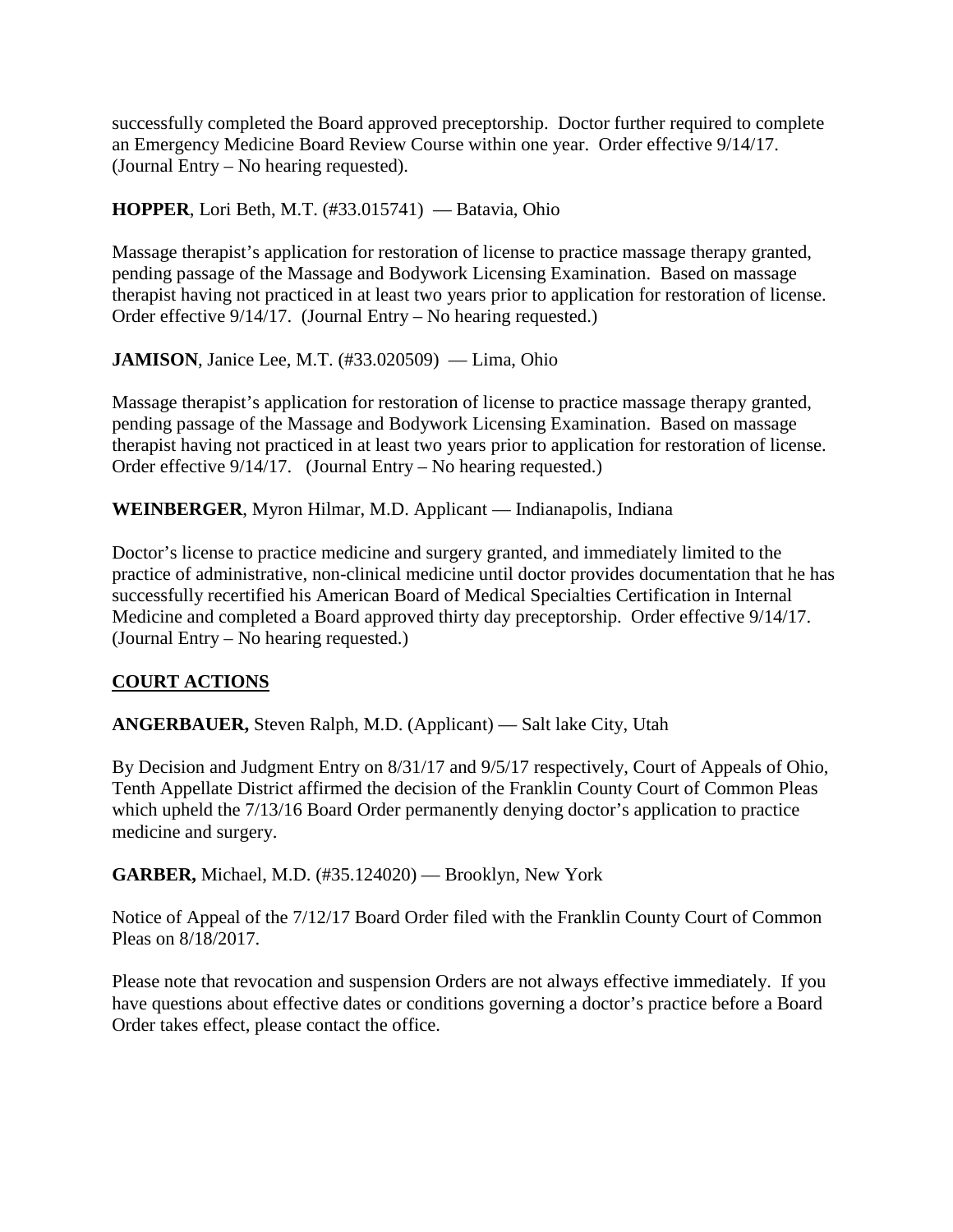successfully completed the Board approved preceptorship. Doctor further required to complete an Emergency Medicine Board Review Course within one year. Order effective 9/14/17. (Journal Entry – No hearing requested).

**HOPPER**, Lori Beth, M.T. (#33.015741) — Batavia, Ohio

Massage therapist's application for restoration of license to practice massage therapy granted, pending passage of the Massage and Bodywork Licensing Examination. Based on massage therapist having not practiced in at least two years prior to application for restoration of license. Order effective 9/14/17. (Journal Entry – No hearing requested.)

**JAMISON**, Janice Lee, M.T. (#33.020509) — Lima, Ohio

Massage therapist's application for restoration of license to practice massage therapy granted, pending passage of the Massage and Bodywork Licensing Examination. Based on massage therapist having not practiced in at least two years prior to application for restoration of license. Order effective 9/14/17. (Journal Entry – No hearing requested.)

**WEINBERGER**, Myron Hilmar, M.D. Applicant — Indianapolis, Indiana

Doctor's license to practice medicine and surgery granted, and immediately limited to the practice of administrative, non-clinical medicine until doctor provides documentation that he has successfully recertified his American Board of Medical Specialties Certification in Internal Medicine and completed a Board approved thirty day preceptorship. Order effective 9/14/17. (Journal Entry – No hearing requested.)

## COURT ACTIONS

**ANGERBAUER,** Steven Ralph, M.D. (Applicant) — Salt lake City, Utah

By Decision and Judgment Entry on 8/31/17 and 9/5/17 respectively, Court of Appeals of Ohio, Tenth Appellate District affirmed the decision of the Franklin County Court of Common Pleas which upheld the 7/13/16 Board Order permanently denying doctor's application to practice medicine and surgery.

**GARBER,** Michael, M.D. (#35.124020) — Brooklyn, New York

Notice of Appeal of the 7/12/17 Board Order filed with the Franklin County Court of Common Pleas on 8/18/2017.

Please note that revocation and suspension Orders are not always effective immediately. If you have questions about effective dates or conditions governing a doctor's practice before a Board Order takes effect, please contact the office.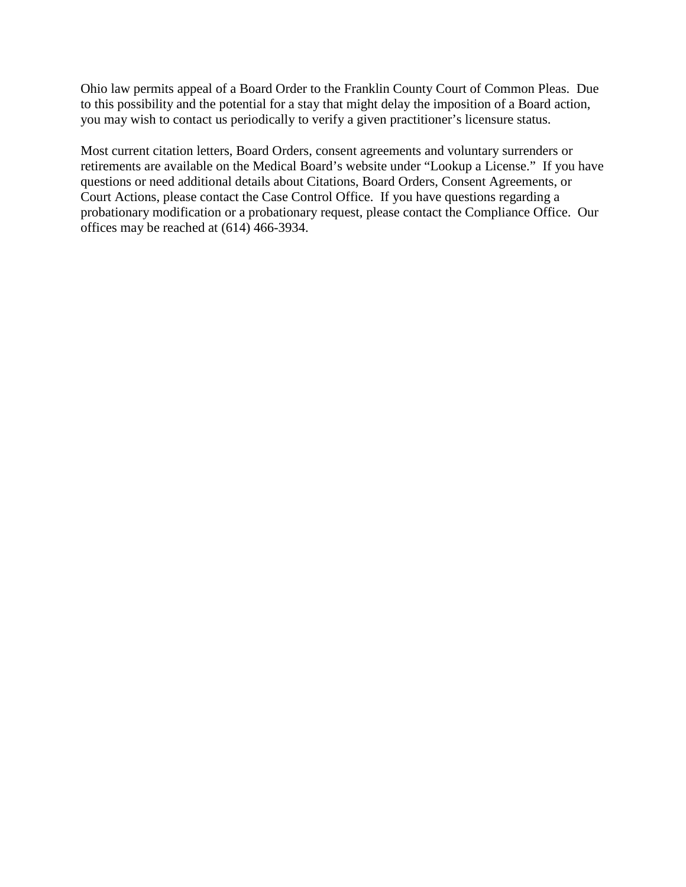Ohio law permits appeal of a Board Order to the Franklin County Court of Common Pleas. Due to this possibility and the potential for a stay that might delay the imposition of a Board action, you may wish to contact us periodically to verify a given practitioner's licensure status.

Most current citation letters, Board Orders, consent agreements and voluntary surrenders or retirements are available on the Medical Board's website under "Lookup a License." If you have questions or need additional details about Citations, Board Orders, Consent Agreements, or Court Actions, please contact the Case Control Office. If you have questions regarding a probationary modification or a probationary request, please contact the Compliance Office. Our offices may be reached at (614) 466-3934.